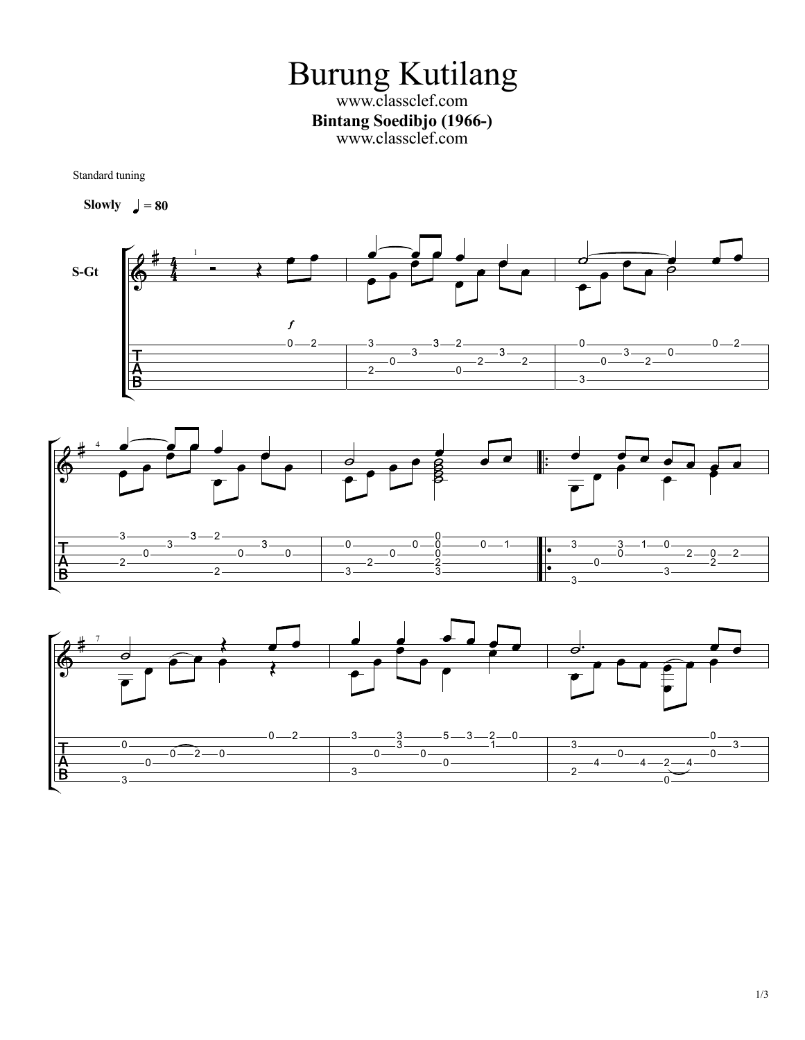# Burung Kutilang

www.classclef.com

**Bintang Soedibjo (1966-)**

www.classclef.com

Standard tuning

**Slowly** ♩ = 80